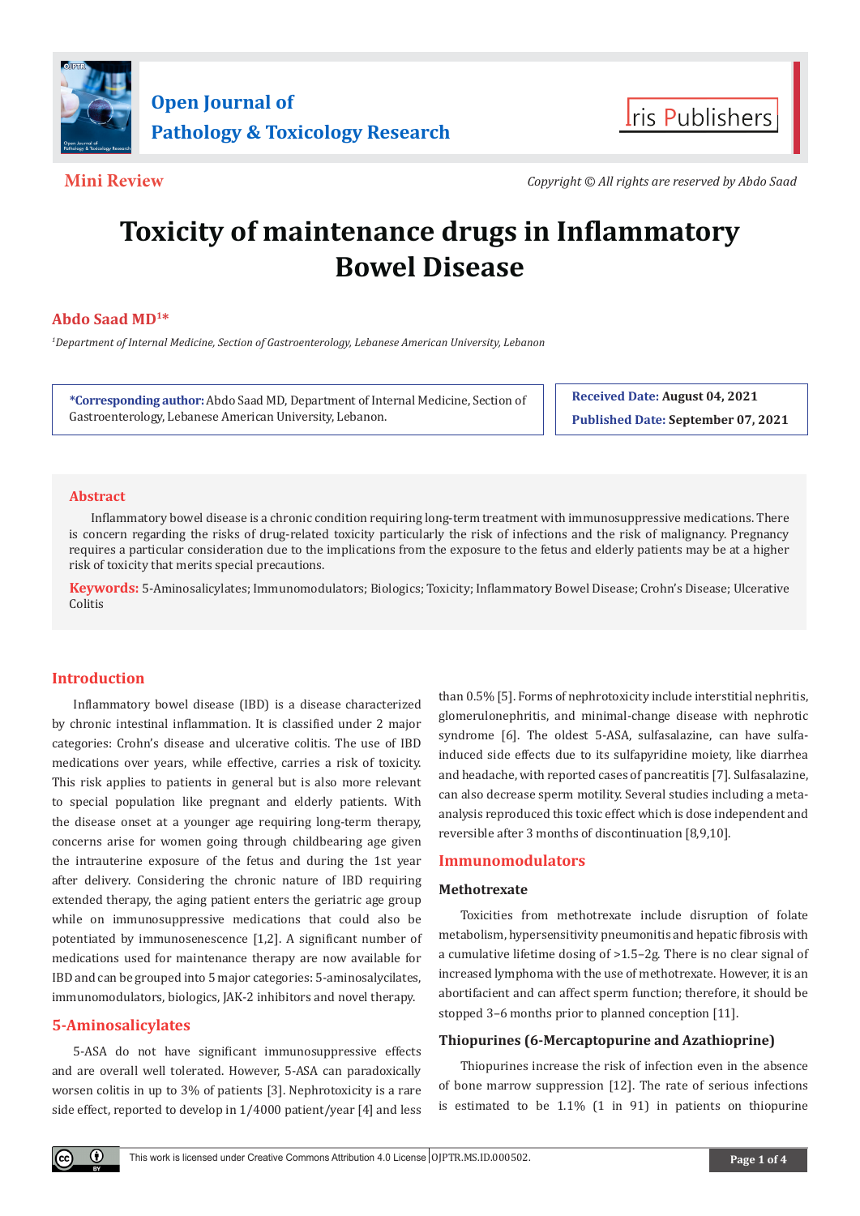Mini Review

Copyright © All rights are reserved by Abdo Saad

# Toxicity of maintenance drugs in Inflammatory Bowel Disease

**Abdo Saad MD[1]***

[1]*Department of Internal Medicine, Section of Gastroenterology, Lebanese American University, Lebanon*

***Corresponding author:** Abdo Saad MD, Department of Internal Medicine, Section of Gastroenterology, Lebanese American University, Lebanon.

**Received Date:** August 04, 2021

**Published Date:** September 07, 2021

## Abstract

Inflammatory bowel disease is a chronic condition requiring long-term treatment with immunosuppressive medications. There is concern regarding the risks of drug-related toxicity particularly the risk of infections and the risk of malignancy. Pregnancy requires a particular consideration due to the implications from the exposure to the fetus and elderly patients may be at a higher risk of toxicity that merits special precautions.

**Keywords:** 5-Aminosalicylates; Immunomodulators; Biologics; Toxicity; Inflammatory Bowel Disease; Crohn's Disease; Ulcerative Colitis

## Introduction

Inflammatory bowel disease (IBD) is a disease charactcerized by chronic intestinal inflammation. It is classified under 2 major categories: Crohn's disease and ulcerative colitis. The use of IBD medications over years, while effective, carries a risk of toxicity. This risk applies to patients in general but is also more relevant to special population like pregnant and elderly patients. With the disease onset at a younger age requiring long-term therapy, concerns arise for women going through childbearing age given the intrauterine exposure of the fetus and during the 1st year after delivery. Considering the chronic nature of IBD requiring extended therapy, the aging patient enters the geriatric age group while on immunosuppressive medications that could also be potentiated by immunosenescence [1,2]. A significant number of medications used for maintenance therapy are now available for IBD and can be grouped into 5 major categories: 5-aminosalycilates, immunomodulators, biologics, JAK-2 inhibitors and novel therapy.

## 5-Aminosalicylates

5-ASA do not have significant immunosuppressive effects and are overall well tolerated. However, 5-ASA can paradoxically worsen colitis in up to 3% of patients [3]. Nephrotoxicity is a rare side effect, reported to develop in 1/4000 patient/year [4] and less than 0.5% [5]. Forms of nephrotoxicity include interstitial nephritis, glomerulonephritis, and minimal-change disease with nephrotic syndrome [6]. The oldest 5-ASA, sulfasalazine, can have sulfa-induced side effects due to its sulfapyridine moiety, like diarrhea and headache, with reported cases of pancreatitis [7]. Sulfasalazine, can also decrease sperm motility. Several studies including a meta-analysis reproduced this toxic effect which is dose independent and reversible after 3 months of discontinuation [8,9,10].

## Immunomodulators

### Methotrexate

Toxicities from methotrexate include disruption of folate metabolism, hypersensitivity pneumonitis and hepatic fibrosis with a cumulative lifetime dosing of >1.5–2g. There is no clear signal of increased lymphoma with the use of methotrexate. However, it is an abortifacient and can affect sperm function; therefore, it should be stopped 3–6 months prior to planned conception [11].

### Thiopurines (6-Mercaptopurine and Azathioprine)

Thiopurines increase the risk of infection even in the absence of bone marrow suppression [12]. The rate of serious infections is estimated to be 1.1% (1 in 91) in patients on thiopurine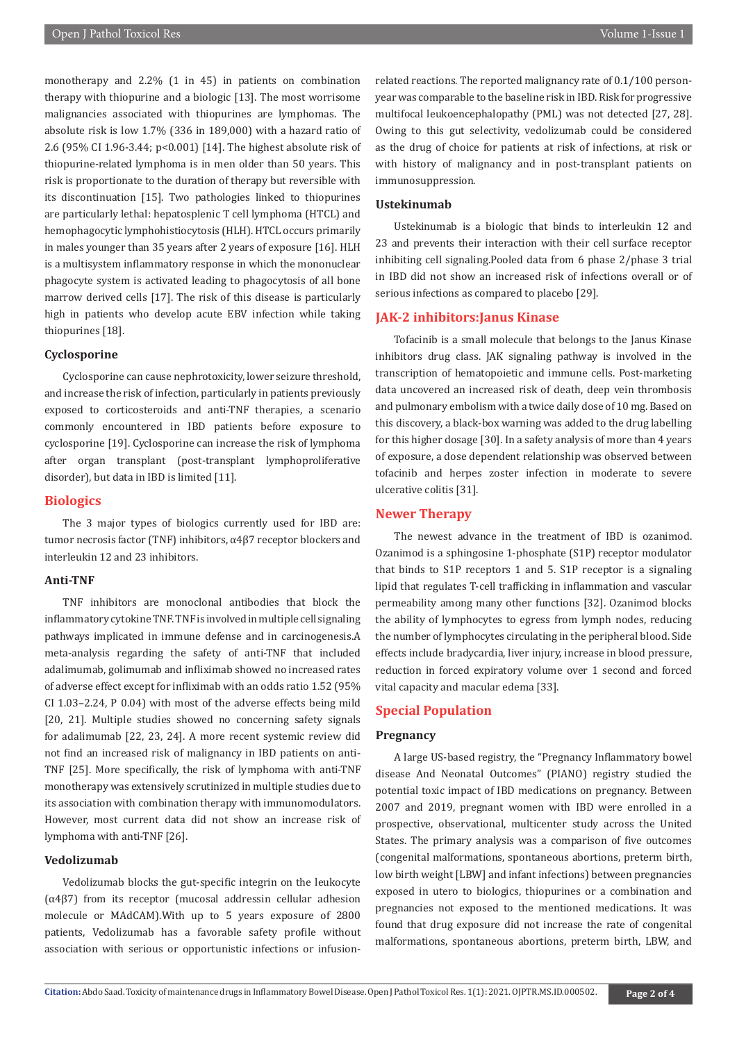monotherapy and 2.2% (1 in 45) in patients on combination therapy with thiopurine and a biologic [13]. The most worrisome malignancies associated with thiopurines are lymphomas. The absolute risk is low 1.7% (336 in 189,000) with a hazard ratio of 2.6 (95% CI 1.96-3.44; p<0.001) [14]. The highest absolute risk of thiopurine-related lymphoma is in men older than 50 years. This risk is proportionate to the duration of therapy but reversible with its discontinuation [15]. Two pathologies linked to thiopurines are particularly lethal: hepatosplenic T cell lymphoma (HTCL) and hemophagocytic lymphohistiocytosis (HLH). HTCL occurs primarily in males younger than 35 years after 2 years of exposure [16]. HLH is a multisystem inflammatory response in which the mononuclear phagocyte system is activated leading to phagocytosis of all bone marrow derived cells [17]. The risk of this disease is particularly high in patients who develop acute EBV infection while taking thiopurines [18].

### Cyclosporine

Cyclosporine can cause nephrotoxicity, lower seizure threshold, and increase the risk of infection, particularly in patients previously exposed to corticosteroids and anti-TNF therapies, a scenario commonly encountered in IBD patients before exposure to cyclosporine [19]. Cyclosporine can increase the risk of lymphoma after organ transplant (post-transplant lymphoproliferative disorder), but data in IBD is limited [11].

## Biologics

The 3 major types of biologics currently used for IBD are: tumor necrosis factor (TNF) inhibitors, α4β7 receptor blockers and interleukin 12 and 23 inhibitors.

### Anti-TNF

TNF inhibitors are monoclonal antibodies that block the inflammatory cytokine TNF. TNF is involved in multiple cell signaling pathways implicated in immune defense and in carcinogenesis.A meta-analysis regarding the safety of anti-TNF that included adalimumab, golimumab and infliximab showed no increased rates of adverse effect except for infliximab with an odds ratio 1.52 (95% CI 1.03–2.24, P 0.04) with most of the adverse effects being mild [20, 21]. Multiple studies showed no concerning safety signals for adalimumab [22, 23, 24]. A more recent systemic review did not find an increased risk of malignancy in IBD patients on anti-TNF [25]. More specifically, the risk of lymphoma with anti-TNF monotherapy was extensively scrutinized in multiple studies due to its association with combination therapy with immunomodulators. However, most current data did not show an increase risk of lymphoma with anti-TNF [26].

### Vedolizumab

Vedolizumab blocks the gut-specific integrin on the leukocyte (α4β7) from its receptor (mucosal addressin cellular adhesion molecule or MAdCAM).With up to 5 years exposure of 2800 patients, Vedolizumab has a favorable safety profile without association with serious or opportunistic infections or infusion-related reactions. The reported malignancy rate of 0.1/100 person-year was comparable to the baseline risk in IBD. Risk for progressive multifocal leukoencephalopathy (PML) was not detected [27, 28]. Owing to this gut selectivity, vedolizumab could be considered as the drug of choice for patients at risk of infections, at risk or with history of malignancy and in post-transplant patients on immunosuppression.

### Ustekinumab

Ustekinumab is a biologic that binds to interleukin 12 and 23 and prevents their interaction with their cell surface receptor inhibiting cell signaling.Pooled data from 6 phase 2/phase 3 trial in IBD did not show an increased risk of infections overall or of serious infections as compared to placebo [29].

## JAK-2 inhibitors:Janus Kinase

Tofacinib is a small molecule that belongs to the Janus Kinase inhibitors drug class. JAK signaling pathway is involved in the transcription of hematopoietic and immune cells. Post-marketing data uncovered an increased risk of death, deep vein thrombosis and pulmonary embolism with a twice daily dose of 10 mg. Based on this discovery, a black-box warning was added to the drug labelling for this higher dosage [30]. In a safety analysis of more than 4 years of exposure, a dose dependent relationship was observed between tofacinib and herpes zoster infection in moderate to severe ulcerative colitis [31].

## Newer Therapy

The newest advance in the treatment of IBD is ozanimod. Ozanimod is a sphingosine 1-phosphate (S1P) receptor modulator that binds to S1P receptors 1 and 5. S1P receptor is a signaling lipid that regulates T-cell trafficking in inflammation and vascular permeability among many other functions [32]. Ozanimod blocks the ability of lymphocytes to egress from lymph nodes, reducing the number of lymphocytes circulating in the peripheral blood. Side effects include bradycardia, liver injury, increase in blood pressure, reduction in forced expiratory volume over 1 second and forced vital capacity and macular edema [33].

## Special Population

### Pregnancy

A large US-based registry, the "Pregnancy Inflammatory bowel disease And Neonatal Outcomes" (PIANO) registry studied the potential toxic impact of IBD medications on pregnancy. Between 2007 and 2019, pregnant women with IBD were enrolled in a prospective, observational, multicenter study across the United States. The primary analysis was a comparison of five outcomes (congenital malformations, spontaneous abortions, preterm birth, low birth weight [LBW] and infant infections) between pregnancies exposed in utero to biologics, thiopurines or a combination and pregnancies not exposed to the mentioned medications. It was found that drug exposure did not increase the rate of congenital malformations, spontaneous abortions, preterm birth, LBW, and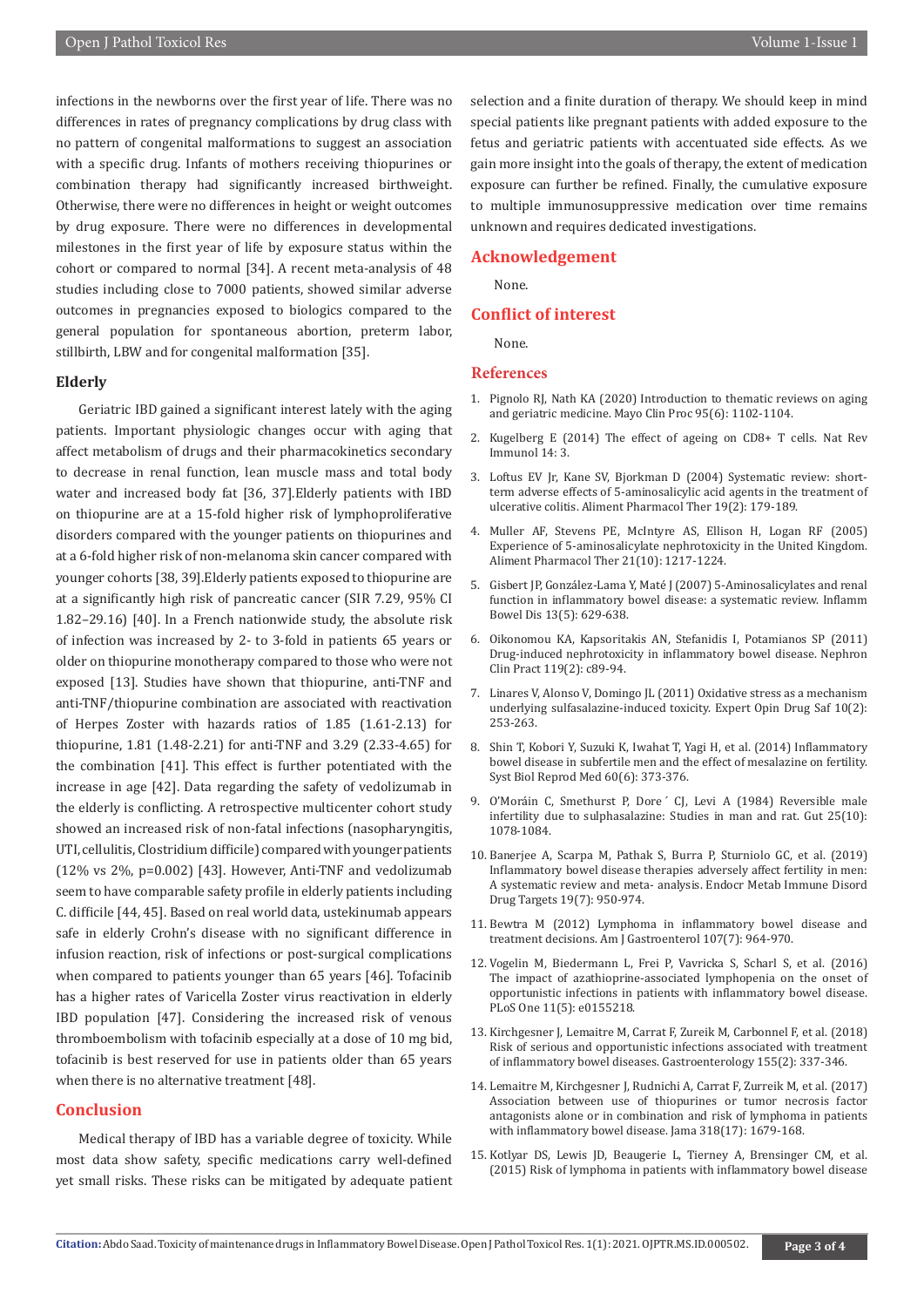infections in the newborns over the first year of life. There was no differences in rates of pregnancy complications by drug class with no pattern of congenital malformations to suggest an association with a specific drug. Infants of mothers receiving thiopurines or combination therapy had significantly increased birthweight. Otherwise, there were no differences in height or weight outcomes by drug exposure. There were no differences in developmental milestones in the first year of life by exposure status within the cohort or compared to normal [34]. A recent meta-analysis of 48 studies including close to 7000 patients, showed similar adverse outcomes in pregnancies exposed to biologics compared to the general population for spontaneous abortion, preterm labor, stillbirth, LBW and for congenital malformation [35].

### Elderly

Geriatric IBD gained a significant interest lately with the aging patients. Important physiologic changes occur with aging that affect metabolism of drugs and their pharmacokinetics secondary to decrease in renal function, lean muscle mass and total body water and increased body fat [36, 37].Elderly patients with IBD on thiopurine are at a 15-fold higher risk of lymphoproliferative disorders compared with the younger patients on thiopurines and at a 6-fold higher risk of non-melanoma skin cancer compared with younger cohorts [38, 39].Elderly patients exposed to thiopurine are at a significantly high risk of pancreatic cancer (SIR 7.29, 95% CI 1.82–29.16) [40]. In a French nationwide study, the absolute risk of infection was increased by 2- to 3-fold in patients 65 years or older on thiopurine monotherapy compared to those who were not exposed [13]. Studies have shown that thiopurine, anti-TNF and anti-TNF/thiopurine combination are associated with reactivation of Herpes Zoster with hazards ratios of 1.85 (1.61-2.13) for thiopurine, 1.81 (1.48-2.21) for anti-TNF and 3.29 (2.33-4.65) for the combination [41]. This effect is further potentiated with the increase in age [42]. Data regarding the safety of vedolizumab in the elderly is conflicting. A retrospective multicenter cohort study showed an increased risk of non-fatal infections (nasopharyngitis, UTI, cellulitis, Clostridium difficile) compared with younger patients (12% vs 2%, p=0.002) [43]. However, Anti-TNF and vedolizumab seem to have comparable safety profile in elderly patients including C. difficile [44, 45]. Based on real world data, ustekinumab appears safe in elderly Crohn's disease with no significant difference in infusion reaction, risk of infections or post-surgical complications when compared to patients younger than 65 years [46]. Tofacinib has a higher rates of Varicella Zoster virus reactivation in elderly IBD population [47]. Considering the increased risk of venous thromboembolism with tofacinib especially at a dose of 10 mg bid, tofacinib is best reserved for use in patients older than 65 years when there is no alternative treatment [48].

## Conclusion

Medical therapy of IBD has a variable degree of toxicity. While most data show safety, specific medications carry well-defined yet small risks. These risks can be mitigated by adequate patient selection and a finite duration of therapy. We should keep in mind special patients like pregnant patients with added exposure to the fetus and geriatric patients with accentuated side effects. As we gain more insight into the goals of therapy, the extent of medication exposure can further be refined. Finally, the cumulative exposure to multiple immunosuppressive medication over time remains unknown and requires dedicated investigations.

## Acknowledgement

None.

## Conflict of interest

None.

## References

1. Pignolo RJ, Nath KA (2020) Introduction to thematic reviews on aging and geriatric medicine. Mayo Clin Proc 95(6): 1102-1104.
2. Kugelberg E (2014) The effect of ageing on CD8+ T cells. Nat Rev Immunol 14: 3.
3. Loftus EV Jr, Kane SV, Bjorkman D (2004) Systematic review: short-term adverse effects of 5-aminosalicylic acid agents in the treatment of ulcerative colitis. Aliment Pharmacol Ther 19(2): 179-189.
4. Muller AF, Stevens PE, McIntyre AS, Ellison H, Logan RF (2005) Experience of 5-aminosalicylate nephrotoxicity in the United Kingdom. Aliment Pharmacol Ther 21(10): 1217-1224.
5. Gisbert JP, González-Lama Y, Maté J (2007) 5-Aminosalicylates and renal function in inflammatory bowel disease: a systematic review. Inflamm Bowel Dis 13(5): 629-638.
6. Oikonomou KA, Kapsoritakis AN, Stefanidis I, Potamianos SP (2011) Drug-induced nephrotoxicity in inflammatory bowel disease. Nephron Clin Pract 119(2): c89-94.
7. Linares V, Alonso V, Domingo JL (2011) Oxidative stress as a mechanism underlying sulfasalazine-induced toxicity. Expert Opin Drug Saf 10(2): 253-263.
8. Shin T, Kobori Y, Suzuki K, Iwahat T, Yagi H, et al. (2014) Inflammatory bowel disease in subfertile men and the effect of mesalazine on fertility. Syst Biol Reprod Med 60(6): 373-376.
9. O'Moráin C, Smethurst P, Dore´ CJ, Levi A (1984) Reversible male infertility due to sulphasalazine: Studies in man and rat. Gut 25(10): 1078-1084.
10. Banerjee A, Scarpa M, Pathak S, Burra P, Sturniolo GC, et al. (2019) Inflammatory bowel disease therapies adversely affect fertility in men: A systematic review and meta- analysis. Endocr Metab Immune Disord Drug Targets 19(7): 950-974.
11. Bewtra M (2012) Lymphoma in inflammatory bowel disease and treatment decisions. Am J Gastroenterol 107(7): 964-970.
12. Vogelin M, Biedermann L, Frei P, Vavricka S, Scharl S, et al. (2016) The impact of azathioprine-associated lymphopenia on the onset of opportunistic infections in patients with inflammatory bowel disease. PLoS One 11(5): e0155218.
13. Kirchgesner J, Lemaitre M, Carrat F, Zureik M, Carbonnel F, et al. (2018) Risk of serious and opportunistic infections associated with treatment of inflammatory bowel diseases. Gastroenterology 155(2): 337-346.
14. Lemaitre M, Kirchgesner J, Rudnichi A, Carrat F, Zurreik M, et al. (2017) Association between use of thiopurines or tumor necrosis factor antagonists alone or in combination and risk of lymphoma in patients with inflammatory bowel disease. Jama 318(17): 1679-168.
15. Kotlyar DS, Lewis JD, Beaugerie L, Tierney A, Brensinger CM, et al. (2015) Risk of lymphoma in patients with inflammatory bowel disease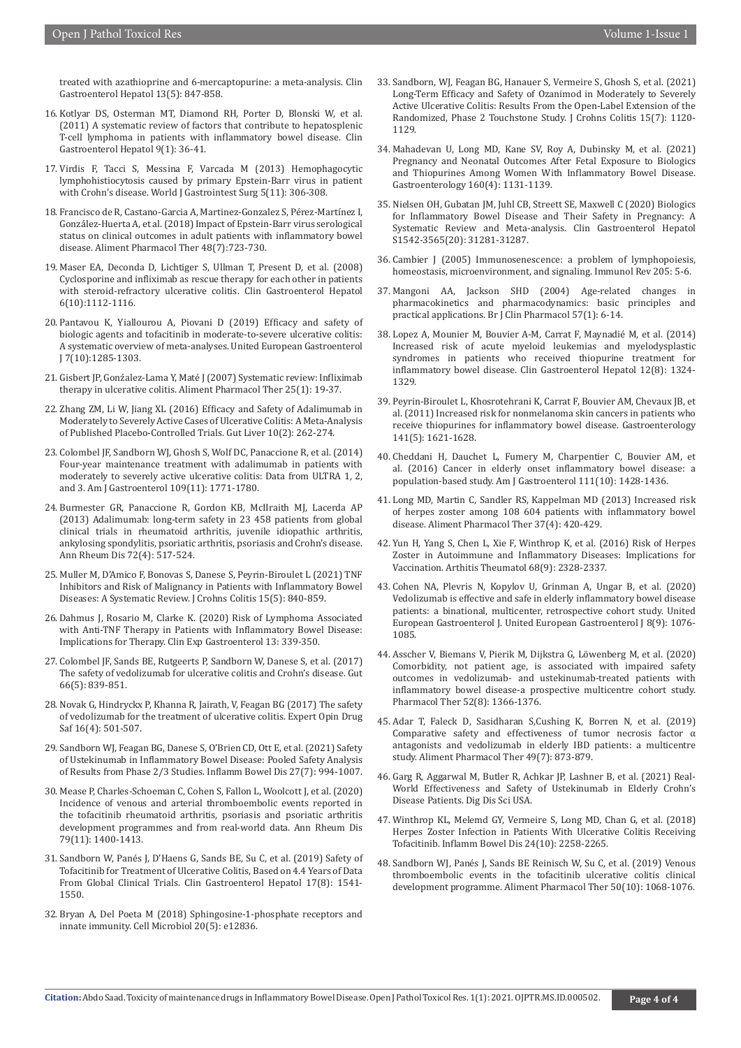treated with azathioprine and 6-mercaptopurine: a meta-analysis. Clin Gastroenterol Hepatol 13(5): 847-858.

16. Kotlyar DS, Osterman MT, Diamond RH, Porter D, Blonski W, et al. (2011) A systematic review of factors that contribute to hepatosplenic T-cell lymphoma in patients with inflammatory bowel disease. Clin Gastroenterol Hepatol 9(1): 36-41.

17. Virdis F, Tacci S, Messina F, Varcada M (2013) Hemophagocytic lymphohistiocytosis caused by primary Epstein-Barr virus in patient with Crohn's disease. World J Gastrointest Surg 5(11): 306-308.

18. Francisco de R, Castano-Garcia A, Martinez-Gonzalez S, Pérez-Martínez I, González-Huerta A, et al. (2018) Impact of Epstein-Barr virus serological status on clinical outcomes in adult patients with inflammatory bowel disease. Aliment Pharmacol Ther 48(7):723-730.

19. Maser EA, Deconda D, Lichtiger S, Ullman T, Present D, et al. (2008) Cyclosporine and infliximab as rescue therapy for each other in patients with steroid-refractory ulcerative colitis. Clin Gastroenterol Hepatol 6(10):1112-1116.

20. Pantavou K, Yiallourou A, Piovani D (2019) Efficacy and safety of biologic agents and tofacitinib in moderate-to-severe ulcerative colitis: A systematic overview of meta-analyses. United European Gastroenterol J 7(10):1285-1303.

21. Gisbert JP, Gonźalez-Lama Y, Maté J (2007) Systematic review: Infliximab therapy in ulcerative colitis. Aliment Pharmacol Ther 25(1): 19-37.

22. Zhang ZM, Li W, Jiang XL (2016) Efficacy and Safety of Adalimumab in Moderately to Severely Active Cases of Ulcerative Colitis: A Meta-Analysis of Published Placebo-Controlled Trials. Gut Liver 10(2): 262-274.

23. Colombel JF, Sandborn WJ, Ghosh S, Wolf DC, Panaccione R, et al. (2014) Four-year maintenance treatment with adalimumab in patients with moderately to severely active ulcerative colitis: Data from ULTRA 1, 2, and 3. Am J Gastroenterol 109(11): 1771-1780.

24. Burmester GR, Panaccione R, Gordon KB, McIlraith MJ, Lacerda AP (2013) Adalimumab: long-term safety in 23 458 patients from global clinical trials in rheumatoid arthritis, juvenile idiopathic arthritis, ankylosing spondylitis, psoriatic arthritis, psoriasis and Crohn's disease. Ann Rheum Dis 72(4): 517-524.

25. Muller M, D'Amico F, Bonovas S, Danese S, Peyrin-Biroulet L (2021) TNF Inhibitors and Risk of Malignancy in Patients with Inflammatory Bowel Diseases: A Systematic Review. J Crohns Colitis 15(5): 840-859.

26. Dahmus J, Rosario M, Clarke K. (2020) Risk of Lymphoma Associated with Anti-TNF Therapy in Patients with Inflammatory Bowel Disease: Implications for Therapy. Clin Exp Gastroenterol 13: 339-350.

27. Colombel JF, Sands BE, Rutgeerts P, Sandborn W, Danese S, et al. (2017) The safety of vedolizumab for ulcerative colitis and Crohn's disease. Gut 66(5): 839-851.

28. Novak G, Hindryckx P, Khanna R, Jairath, V, Feagan BG (2017) The safety of vedolizumab for the treatment of ulcerative colitis. Expert Opin Drug Saf 16(4): 501-507.

29. Sandborn WJ, Feagan BG, Danese S, O'Brien CD, Ott E, et al. (2021) Safety of Ustekinumab in Inflammatory Bowel Disease: Pooled Safety Analysis of Results from Phase 2/3 Studies. Inflamm Bowel Dis 27(7): 994-1007.

30. Mease P, Charles-Schoeman C, Cohen S, Fallon L, Woolcott J, et al. (2020) Incidence of venous and arterial thromboembolic events reported in the tofacitinib rheumatoid arthritis, psoriasis and psoriatic arthritis development programmes and from real-world data. Ann Rheum Dis 79(11): 1400-1413.

31. Sandborn W, Panés J, D'Haens G, Sands BE, Su C, et al. (2019) Safety of Tofacitinib for Treatment of Ulcerative Colitis, Based on 4.4 Years of Data From Global Clinical Trials. Clin Gastroenterol Hepatol 17(8): 1541-1550.

32. Bryan A, Del Poeta M (2018) Sphingosine-1-phosphate receptors and innate immunity. Cell Microbiol 20(5): e12836.

33. Sandborn, WJ, Feagan BG, Hanauer S, Vermeire S, Ghosh S, et al. (2021) Long-Term Efficacy and Safety of Ozanimod in Moderately to Severely Active Ulcerative Colitis: Results From the Open-Label Extension of the Randomized, Phase 2 Touchstone Study. J Crohns Colitis 15(7): 1120-1129.

34. Mahadevan U, Long MD, Kane SV, Roy A, Dubinsky M, et al. (2021) Pregnancy and Neonatal Outcomes After Fetal Exposure to Biologics and Thiopurines Among Women With Inflammatory Bowel Disease. Gastroenterology 160(4): 1131-1139.

35. Nielsen OH, Gubatan JM, Juhl CB, Streett SE, Maxwell C (2020) Biologics for Inflammatory Bowel Disease and Their Safety in Pregnancy: A Systematic Review and Meta-analysis. Clin Gastroenterol Hepatol S1542-3565(20): 31281-31287.

36. Cambier J (2005) Immunosenescence: a problem of lymphopoiesis, homeostasis, microenvironment, and signaling. Immunol Rev 205: 5-6.

37. Mangoni AA, Jackson SHD (2004) Age-related changes in pharmacokinetics and pharmacodynamics: basic principles and practical applications. Br J Clin Pharmacol 57(1): 6-14.

38. Lopez A, Mounier M, Bouvier A-M, Carrat F, Maynadié M, et al. (2014) Increased risk of acute myeloid leukemias and myelodysplastic syndromes in patients who received thiopurine treatment for inflammatory bowel disease. Clin Gastroenterol Hepatol 12(8): 1324-1329.

39. Peyrin-Biroulet L, Khosrotehrani K, Carrat F, Bouvier AM, Chevaux JB, et al. (2011) Increased risk for nonmelanoma skin cancers in patients who receive thiopurines for inflammatory bowel disease. Gastroenterology 141(5): 1621-1628.

40. Cheddani H, Dauchet L, Fumery M, Charpentier C, Bouvier AM, et al. (2016) Cancer in elderly onset inflammatory bowel disease: a population-based study. Am J Gastroenterol 111(10): 1428-1436.

41. Long MD, Martin C, Sandler RS, Kappelman MD (2013) Increased risk of herpes zoster among 108 604 patients with inflammatory bowel disease. Aliment Pharmacol Ther 37(4): 420-429.

42. Yun H, Yang S, Chen L, Xie F, Winthrop K, et al. (2016) Risk of Herpes Zoster in Autoimmune and Inflammatory Diseases: Implications for Vaccination. Arthitis Theumatol 68(9): 2328-2337.

43. Cohen NA, Plevris N, Kopylov U, Grinman A, Ungar B, et al. (2020) Vedolizumab is effective and safe in elderly inflammatory bowel disease patients: a binational, multicenter, retrospective cohort study. United European Gastroenterol J. United European Gastroenterol J 8(9): 1076-1085.

44. Asscher V, Biemans V, Pierik M, Dijkstra G, Löwenberg M, et al. (2020) Comorbidity, not patient age, is associated with impaired safety outcomes in vedolizumab- and ustekinumab-treated patients with inflammatory bowel disease-a prospective multicentre cohort study. Pharmacol Ther 52(8): 1366-1376.

45. Adar T, Faleck D, Sasidharan S,Cushing K, Borren N, et al. (2019) Comparative safety and effectiveness of tumor necrosis factor α antagonists and vedolizumab in elderly IBD patients: a multicentre study. Aliment Pharmacol Ther 49(7): 873-879.

46. Garg R, Aggarwal M, Butler R, Achkar JP, Lashner B, et al. (2021) Real-World Effectiveness and Safety of Ustekinumab in Elderly Crohn's Disease Patients. Dig Dis Sci USA.

47. Winthrop KL, Melemd GY, Vermeire S, Long MD, Chan G, et al. (2018) Herpes Zoster Infection in Patients With Ulcerative Colitis Receiving Tofacitinib. Inflamm Bowel Dis 24(10): 2258-2265.

48. Sandborn WJ, Panés J, Sands BE Reinisch W, Su C, et al. (2019) Venous thromboembolic events in the tofacitinib ulcerative colitis clinical development programme. Aliment Pharmacol Ther 50(10): 1068-1076.